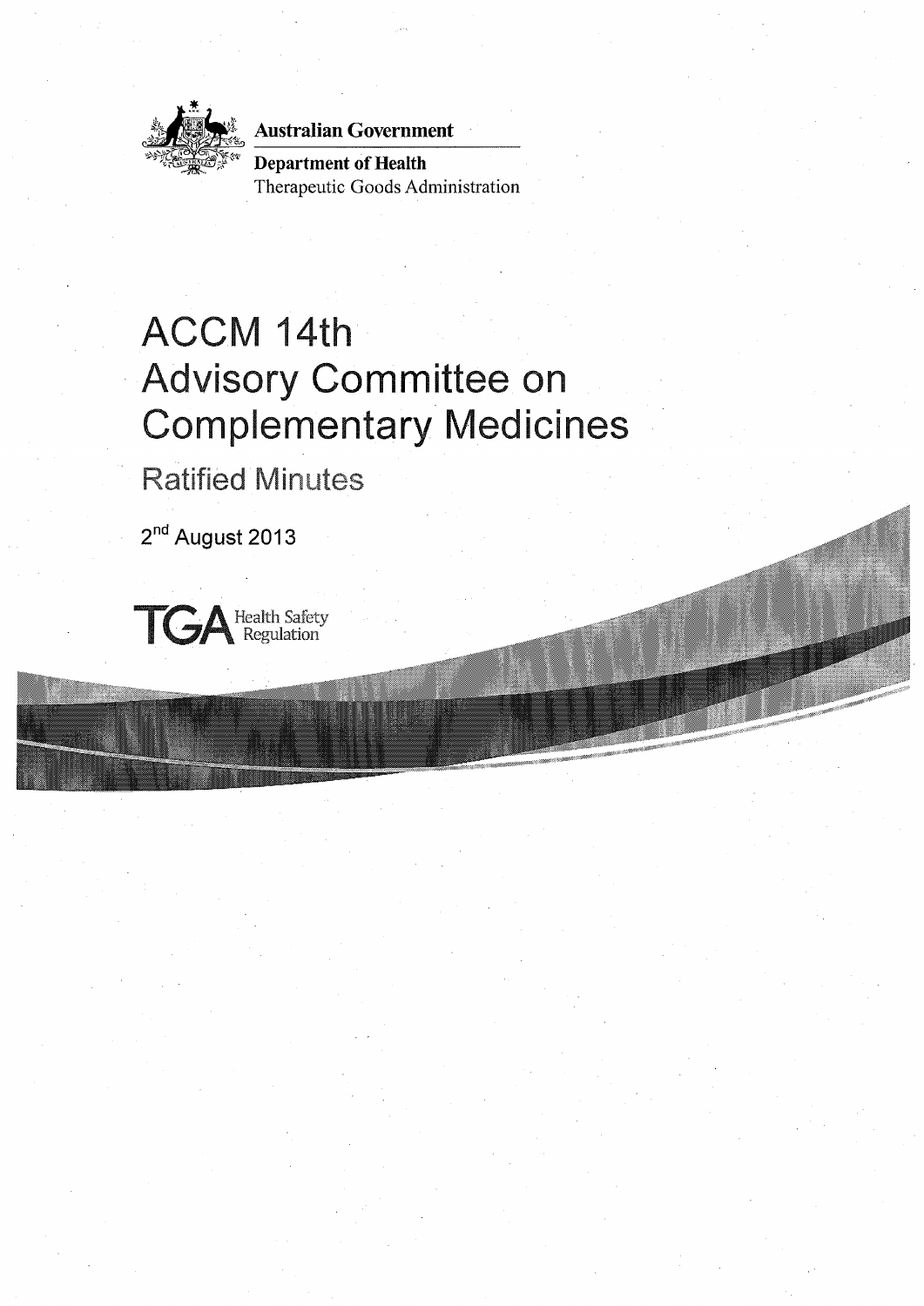Australian Government

Department of Health

Therapeutic Goods Administration

# ACCM 14th Advisory Committee on Complementary Medicines

## Ratified Minutes

2nd August 2013

TGA Health Safety Regulation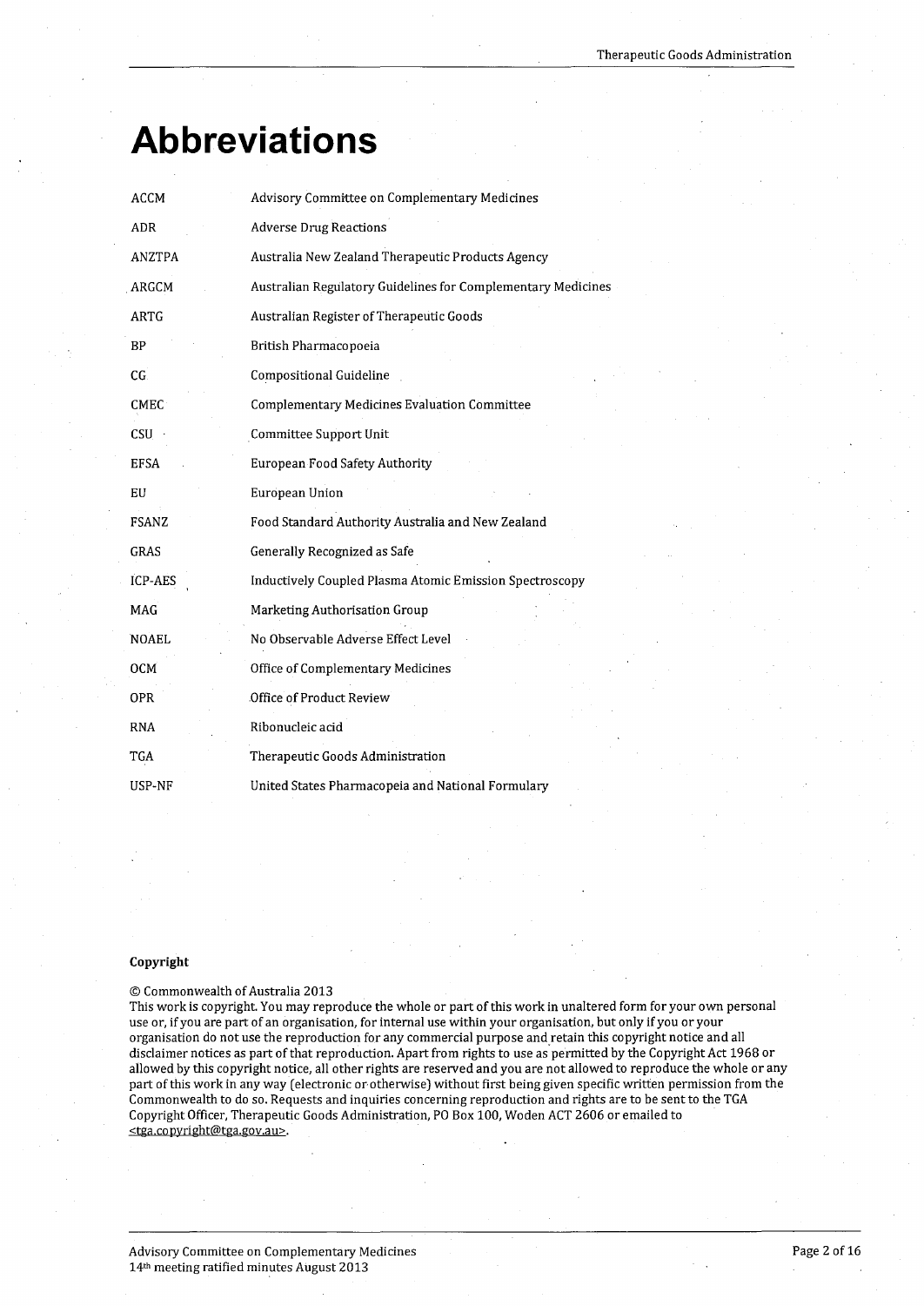# Abbreviations

| | |
|---|---|
| ACCM | Advisory Committee on Complementary Medicines |
| ADR | Adverse Drug Reactions |
| ANZTPA | Australia New Zealand Therapeutic Products Agency |
| ARGCM | Australian Regulatory Guidelines for Complementary Medicines |
| ARTG | Australian Register of Therapeutic Goods |
| BP | British Pharmacopoeia |
| CG | Compositional Guideline |
| CMEC | Complementary Medicines Evaluation Committee |
| CSU | Committee Support Unit |
| EFSA | European Food Safety Authority |
| EU | European Union |
| FSANZ | Food Standard Authority Australia and New Zealand |
| GRAS | Generally Recognized as Safe |
| ICP-AES | Inductively Coupled Plasma Atomic Emission Spectroscopy |
| MAG | Marketing Authorisation Group |
| NOAEL | No Observable Adverse Effect Level |
| OCM | Office of Complementary Medicines |
| OPR | Office of Product Review |
| RNA | Ribonucleic acid |
| TGA | Therapeutic Goods Administration |
| USP-NF | United States Pharmacopeia and National Formulary |

**Copyright**

© Commonwealth of Australia 2013

This work is copyright. You may reproduce the whole or part of this work in unaltered form for your own personal use or, if you are part of an organisation, for internal use within your organisation, but only if you or your organisation do not use the reproduction for any commercial purpose and retain this copyright notice and all disclaimer notices as part of that reproduction. Apart from rights to use as permitted by the Copyright Act 1968 or allowed by this copyright notice, all other rights are reserved and you are not allowed to reproduce the whole or any part of this work in any way (electronic or otherwise) without first being given specific written permission from the Commonwealth to do so. Requests and inquiries concerning reproduction and rights are to be sent to the TGA Copyright Officer, Therapeutic Goods Administration, PO Box 100, Woden ACT 2606 or emailed to <tga.copyright@tga.gov.au>.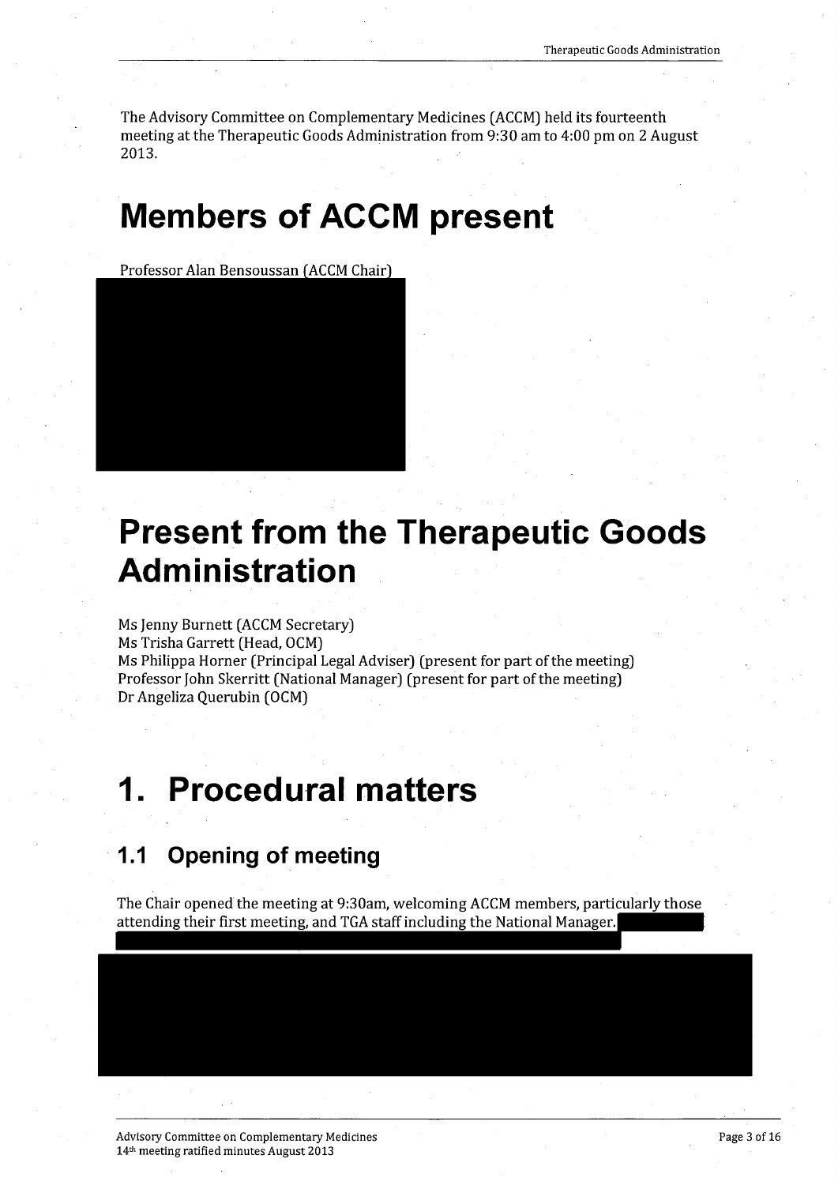The Advisory Committee on Complementary Medicines (ACCM) held its fourteenth meeting at the Therapeutic Goods Administration from 9:30 am to 4:00 pm on 2 August 2013.

# Members of ACCM present

Professor Alan Bensoussan (ACCM Chair)

# Present from the Therapeutic Goods Administration

Ms Jenny Burnett (ACCM Secretary)
Ms Trisha Garrett (Head, OCM)
Ms Philippa Horner (Principal Legal Adviser) (present for part of the meeting)
Professor John Skerritt (National Manager) (present for part of the meeting)
Dr Angeliza Querubin (OCM)

# 1. Procedural matters

## 1.1 Opening of meeting

The Chair opened the meeting at 9:30am, welcoming ACCM members, particularly those attending their first meeting, and TGA staff including the National Manager.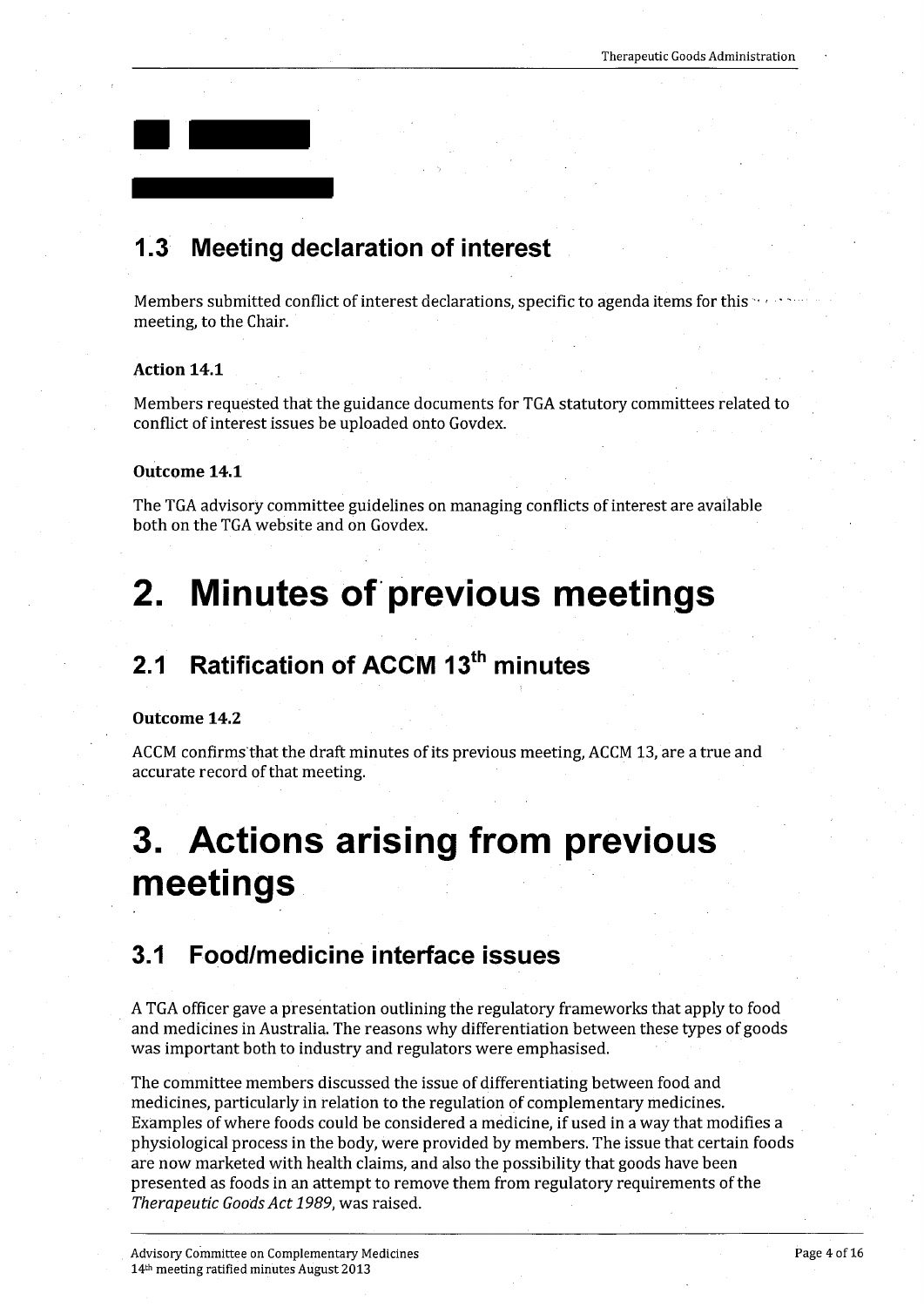## 1.3 Meeting declaration of interest

Members submitted conflict of interest declarations, specific to agenda items for this meeting, to the Chair.

**Action 14.1**

Members requested that the guidance documents for TGA statutory committees related to conflict of interest issues be uploaded onto Govdex.

**Outcome 14.1**

The TGA advisory committee guidelines on managing conflicts of interest are available both on the TGA website and on Govdex.

# 2. Minutes of previous meetings

## 2.1 Ratification of ACCM 13th minutes

**Outcome 14.2**

ACCM confirms that the draft minutes of its previous meeting, ACCM 13, are a true and accurate record of that meeting.

# 3. Actions arising from previous meetings

## 3.1 Food/medicine interface issues

A TGA officer gave a presentation outlining the regulatory frameworks that apply to food and medicines in Australia. The reasons why differentiation between these types of goods was important both to industry and regulators were emphasised.

The committee members discussed the issue of differentiating between food and medicines, particularly in relation to the regulation of complementary medicines. Examples of where foods could be considered a medicine, if used in a way that modifies a physiological process in the body, were provided by members. The issue that certain foods are now marketed with health claims, and also the possibility that goods have been presented as foods in an attempt to remove them from regulatory requirements of the *Therapeutic Goods Act 1989*, was raised.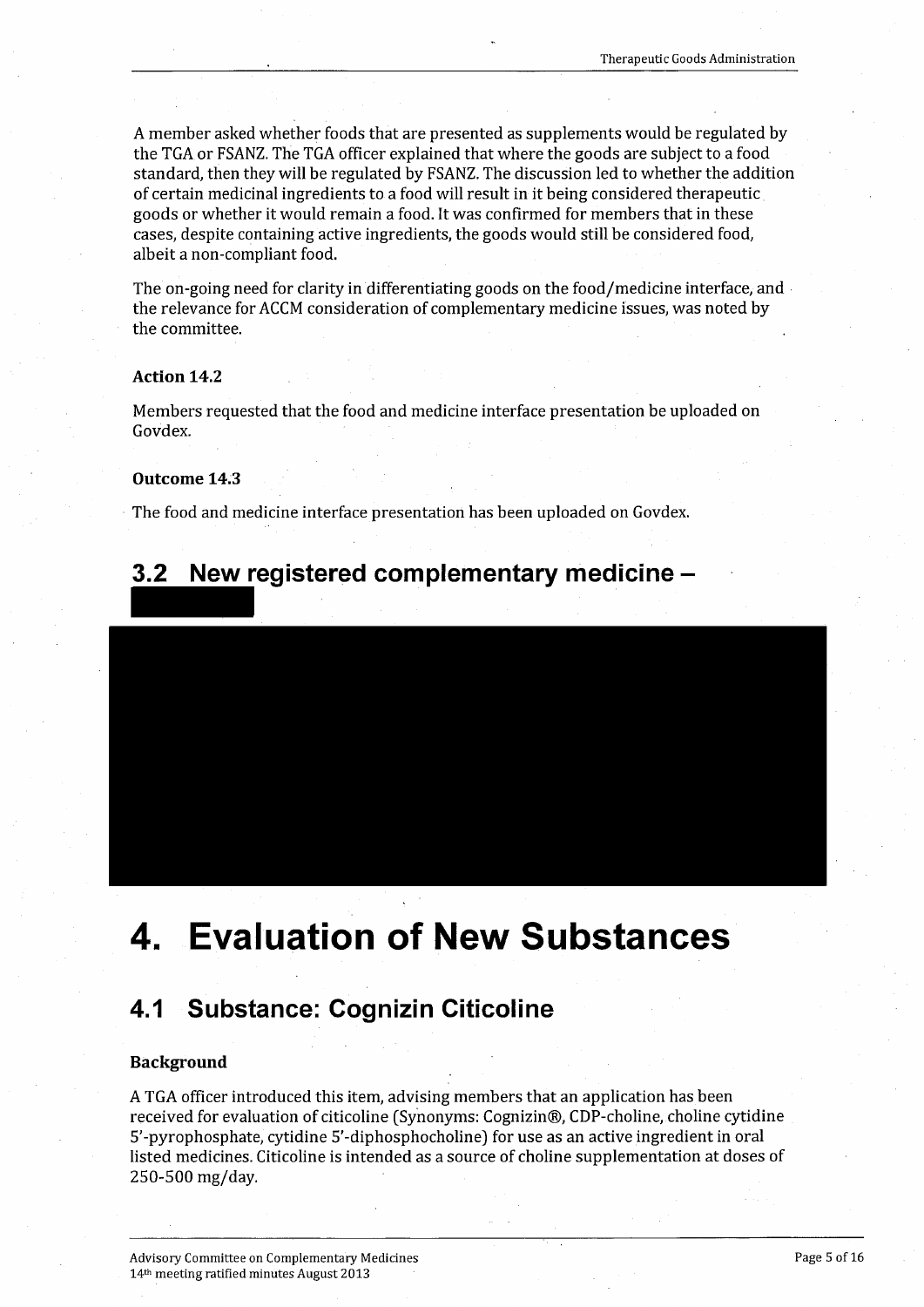A member asked whether foods that are presented as supplements would be regulated by the TGA or FSANZ. The TGA officer explained that where the goods are subject to a food standard, then they will be regulated by FSANZ. The discussion led to whether the addition of certain medicinal ingredients to a food will result in it being considered therapeutic goods or whether it would remain a food. It was confirmed for members that in these cases, despite containing active ingredients, the goods would still be considered food, albeit a non-compliant food.

The on-going need for clarity in differentiating goods on the food/medicine interface, and the relevance for ACCM consideration of complementary medicine issues, was noted by the committee.

### Action 14.2

Members requested that the food and medicine interface presentation be uploaded on Govdex.

### Outcome 14.3

The food and medicine interface presentation has been uploaded on Govdex.

## 3.2 New registered complementary medicine –

# 4. Evaluation of New Substances

## 4.1 Substance: Cognizin Citicoline

### Background

A TGA officer introduced this item, advising members that an application has been received for evaluation of citicoline (Synonyms: Cognizin®, CDP-choline, choline cytidine 5'-pyrophosphate, cytidine 5'-diphosphocholine) for use as an active ingredient in oral listed medicines. Citicoline is intended as a source of choline supplementation at doses of 250-500 mg/day.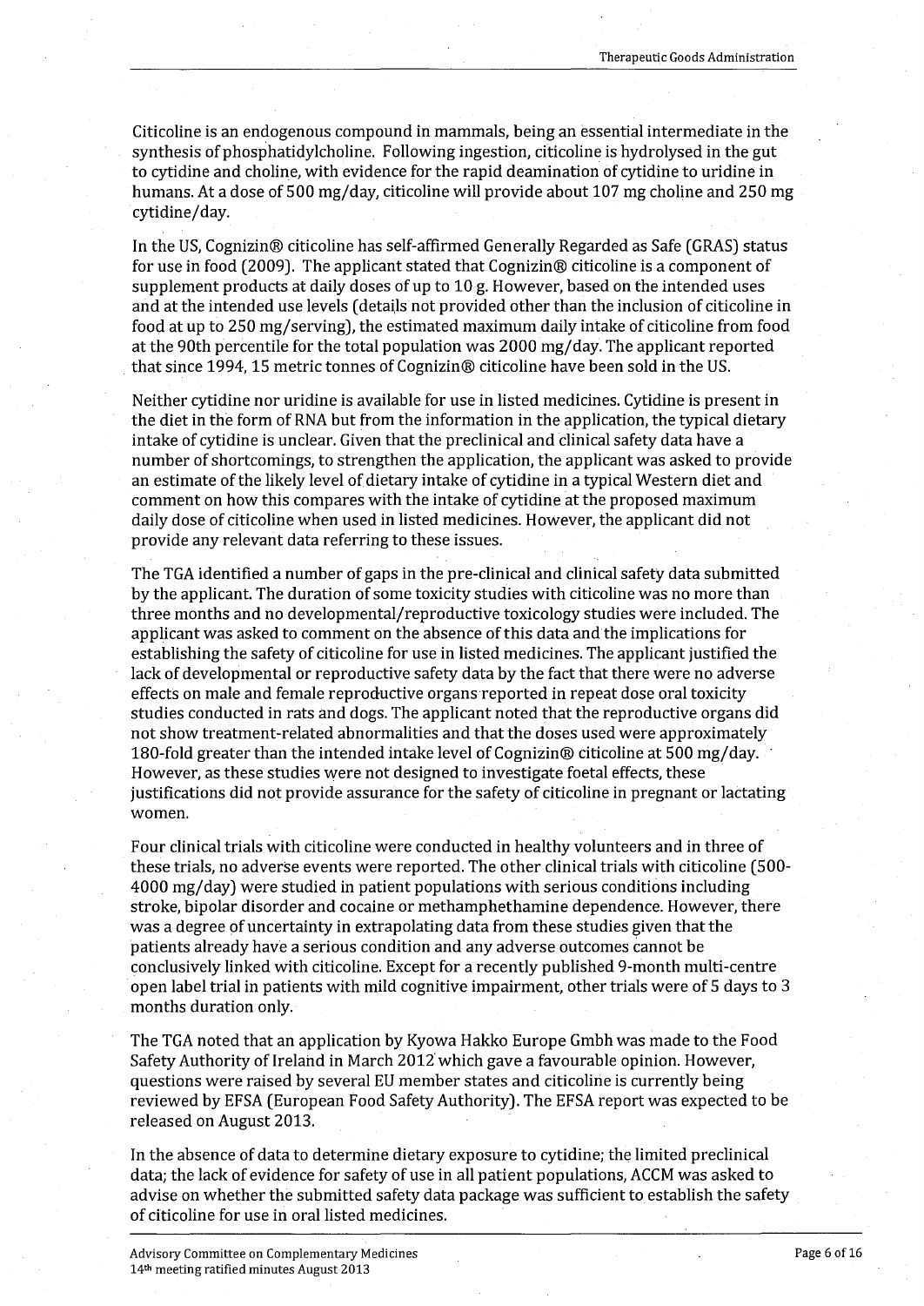Citicoline is an endogenous compound in mammals, being an essential intermediate in the synthesis of phosphatidylcholine. Following ingestion, citicoline is hydrolysed in the gut to cytidine and choline, with evidence for the rapid deamination of cytidine to uridine in humans. At a dose of 500 mg/day, citicoline will provide about 107 mg choline and 250 mg cytidine/day.

In the US, Cognizin® citicoline has self-affirmed Generally Regarded as Safe (GRAS) status for use in food (2009). The applicant stated that Cognizin® citicoline is a component of supplement products at daily doses of up to 10 g. However, based on the intended uses and at the intended use levels (details not provided other than the inclusion of citicoline in food at up to 250 mg/serving), the estimated maximum daily intake of citicoline from food at the 90th percentile for the total population was 2000 mg/day. The applicant reported that since 1994, 15 metric tonnes of Cognizin® citicoline have been sold in the US.

Neither cytidine nor uridine is available for use in listed medicines. Cytidine is present in the diet in the form of RNA but from the information in the application, the typical dietary intake of cytidine is unclear. Given that the preclinical and clinical safety data have a number of shortcomings, to strengthen the application, the applicant was asked to provide an estimate of the likely level of dietary intake of cytidine in a typical Western diet and comment on how this compares with the intake of cytidine at the proposed maximum daily dose of citicoline when used in listed medicines. However, the applicant did not provide any relevant data referring to these issues.

The TGA identified a number of gaps in the pre-clinical and clinical safety data submitted by the applicant. The duration of some toxicity studies with citicoline was no more than three months and no developmental/reproductive toxicology studies were included. The applicant was asked to comment on the absence of this data and the implications for establishing the safety of citicoline for use in listed medicines. The applicant justified the lack of developmental or reproductive safety data by the fact that there were no adverse effects on male and female reproductive organs reported in repeat dose oral toxicity studies conducted in rats and dogs. The applicant noted that the reproductive organs did not show treatment-related abnormalities and that the doses used were approximately 180-fold greater than the intended intake level of Cognizin® citicoline at 500 mg/day. However, as these studies were not designed to investigate foetal effects, these justifications did not provide assurance for the safety of citicoline in pregnant or lactating women.

Four clinical trials with citicoline were conducted in healthy volunteers and in three of these trials, no adverse events were reported. The other clinical trials with citicoline (500-4000 mg/day) were studied in patient populations with serious conditions including stroke, bipolar disorder and cocaine or methamphethamine dependence. However, there was a degree of uncertainty in extrapolating data from these studies given that the patients already have a serious condition and any adverse outcomes cannot be conclusively linked with citicoline. Except for a recently published 9-month multi-centre open label trial in patients with mild cognitive impairment, other trials were of 5 days to 3 months duration only.

The TGA noted that an application by Kyowa Hakko Europe Gmbh was made to the Food Safety Authority of Ireland in March 2012 which gave a favourable opinion. However, questions were raised by several EU member states and citicoline is currently being reviewed by EFSA (European Food Safety Authority). The EFSA report was expected to be released on August 2013.

In the absence of data to determine dietary exposure to cytidine; the limited preclinical data; the lack of evidence for safety of use in all patient populations, ACCM was asked to advise on whether the submitted safety data package was sufficient to establish the safety of citicoline for use in oral listed medicines.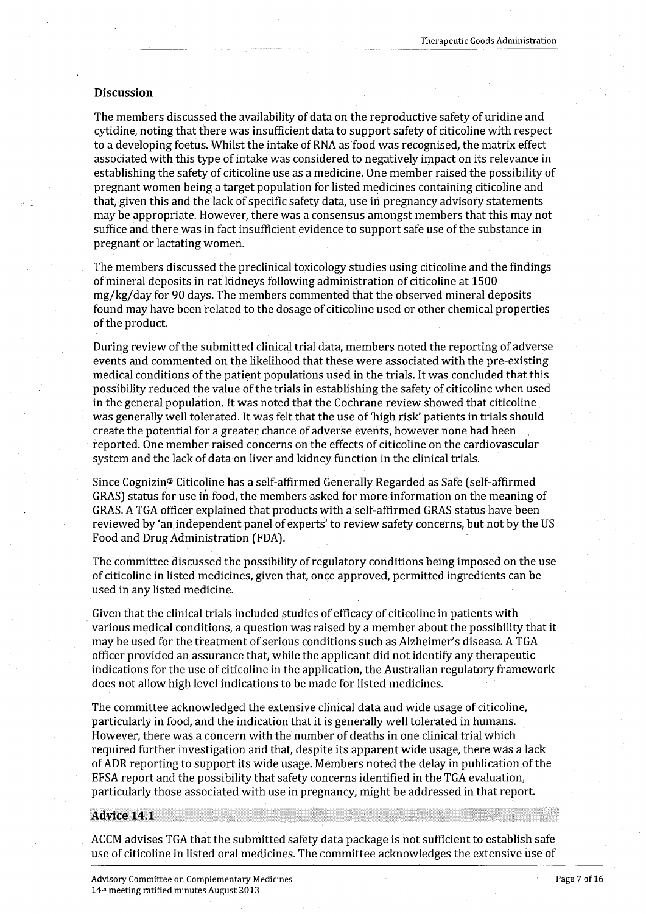## Discussion

The members discussed the availability of data on the reproductive safety of uridine and cytidine, noting that there was insufficient data to support safety of citicoline with respect to a developing foetus. Whilst the intake of RNA as food was recognised, the matrix effect associated with this type of intake was considered to negatively impact on its relevance in establishing the safety of citicoline use as a medicine. One member raised the possibility of pregnant women being a target population for listed medicines containing citicoline and that, given this and the lack of specific safety data, use in pregnancy advisory statements may be appropriate. However, there was a consensus amongst members that this may not suffice and there was in fact insufficient evidence to support safe use of the substance in pregnant or lactating women.

The members discussed the preclinical toxicology studies using citicoline and the findings of mineral deposits in rat kidneys following administration of citicoline at 1500 mg/kg/day for 90 days. The members commented that the observed mineral deposits found may have been related to the dosage of citicoline used or other chemical properties of the product.

During review of the submitted clinical trial data, members noted the reporting of adverse events and commented on the likelihood that these were associated with the pre-existing medical conditions of the patient populations used in the trials. It was concluded that this possibility reduced the value of the trials in establishing the safety of citicoline when used in the general population. It was noted that the Cochrane review showed that citicoline was generally well tolerated. It was felt that the use of 'high risk' patients in trials should create the potential for a greater chance of adverse events, however none had been reported. One member raised concerns on the effects of citicoline on the cardiovascular system and the lack of data on liver and kidney function in the clinical trials.

Since Cognizin® Citicoline has a self-affirmed Generally Regarded as Safe (self-affirmed GRAS) status for use in food, the members asked for more information on the meaning of GRAS. A TGA officer explained that products with a self-affirmed GRAS status have been reviewed by 'an independent panel of experts' to review safety concerns, but not by the US Food and Drug Administration (FDA).

The committee discussed the possibility of regulatory conditions being imposed on the use of citicoline in listed medicines, given that, once approved, permitted ingredients can be used in any listed medicine.

Given that the clinical trials included studies of efficacy of citicoline in patients with various medical conditions, a question was raised by a member about the possibility that it may be used for the treatment of serious conditions such as Alzheimer's disease. A TGA officer provided an assurance that, while the applicant did not identify any therapeutic indications for the use of citicoline in the application, the Australian regulatory framework does not allow high level indications to be made for listed medicines.

The committee acknowledged the extensive clinical data and wide usage of citicoline, particularly in food, and the indication that it is generally well tolerated in humans. However, there was a concern with the number of deaths in one clinical trial which required further investigation and that, despite its apparent wide usage, there was a lack of ADR reporting to support its wide usage. Members noted the delay in publication of the EFSA report and the possibility that safety concerns identified in the TGA evaluation, particularly those associated with use in pregnancy, might be addressed in that report.

### Advice 14.1

ACCM advises TGA that the submitted safety data package is not sufficient to establish safe use of citicoline in listed oral medicines. The committee acknowledges the extensive use of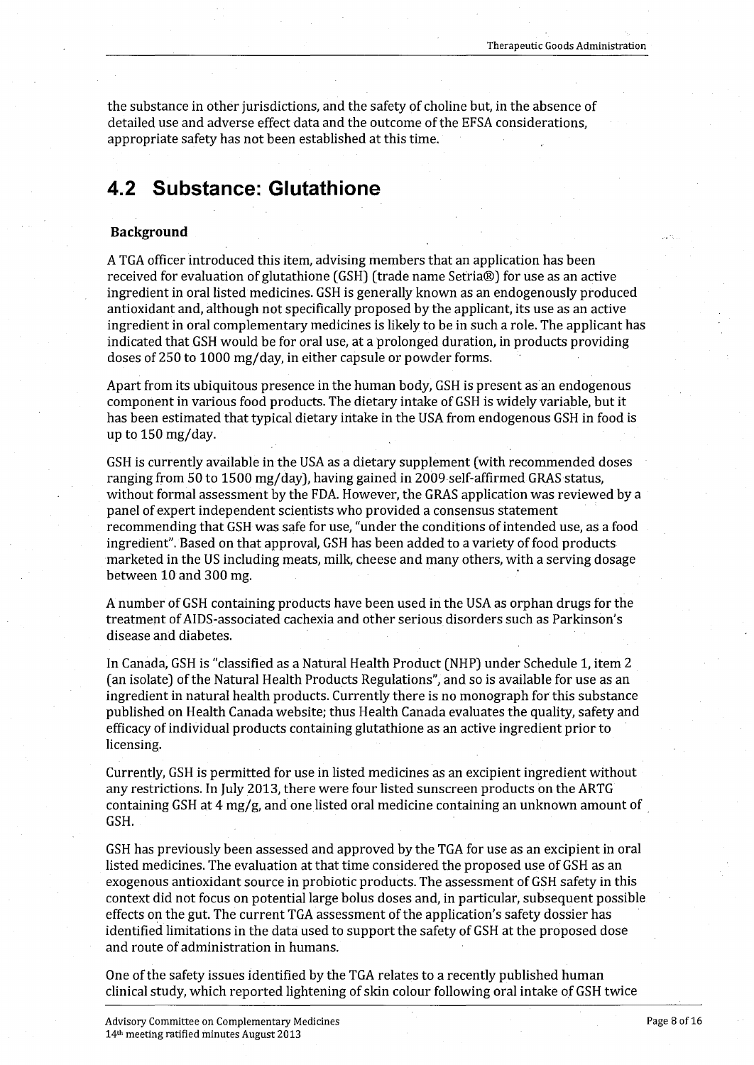the substance in other jurisdictions, and the safety of choline but, in the absence of detailed use and adverse effect data and the outcome of the EFSA considerations, appropriate safety has not been established at this time.

## 4.2 Substance: Glutathione

### Background

A TGA officer introduced this item, advising members that an application has been received for evaluation of glutathione (GSH) (trade name Setria®) for use as an active ingredient in oral listed medicines. GSH is generally known as an endogenously produced antioxidant and, although not specifically proposed by the applicant, its use as an active ingredient in oral complementary medicines is likely to be in such a role. The applicant has indicated that GSH would be for oral use, at a prolonged duration, in products providing doses of 250 to 1000 mg/day, in either capsule or powder forms.

Apart from its ubiquitous presence in the human body, GSH is present as an endogenous component in various food products. The dietary intake of GSH is widely variable, but it has been estimated that typical dietary intake in the USA from endogenous GSH in food is up to 150 mg/day.

GSH is currently available in the USA as a dietary supplement (with recommended doses ranging from 50 to 1500 mg/day), having gained in 2009 self-affirmed GRAS status, without formal assessment by the FDA. However, the GRAS application was reviewed by a panel of expert independent scientists who provided a consensus statement recommending that GSH was safe for use, "under the conditions of intended use, as a food ingredient". Based on that approval, GSH has been added to a variety of food products marketed in the US including meats, milk, cheese and many others, with a serving dosage between 10 and 300 mg.

A number of GSH containing products have been used in the USA as orphan drugs for the treatment of AIDS-associated cachexia and other serious disorders such as Parkinson's disease and diabetes.

In Canada, GSH is "classified as a Natural Health Product (NHP) under Schedule 1, item 2 (an isolate) of the Natural Health Products Regulations", and so is available for use as an ingredient in natural health products. Currently there is no monograph for this substance published on Health Canada website; thus Health Canada evaluates the quality, safety and efficacy of individual products containing glutathione as an active ingredient prior to licensing.

Currently, GSH is permitted for use in listed medicines as an excipient ingredient without any restrictions. In July 2013, there were four listed sunscreen products on the ARTG containing GSH at 4 mg/g, and one listed oral medicine containing an unknown amount of GSH.

GSH has previously been assessed and approved by the TGA for use as an excipient in oral listed medicines. The evaluation at that time considered the proposed use of GSH as an exogenous antioxidant source in probiotic products. The assessment of GSH safety in this context did not focus on potential large bolus doses and, in particular, subsequent possible effects on the gut. The current TGA assessment of the application's safety dossier has identified limitations in the data used to support the safety of GSH at the proposed dose and route of administration in humans.

One of the safety issues identified by the TGA relates to a recently published human clinical study, which reported lightening of skin colour following oral intake of GSH twice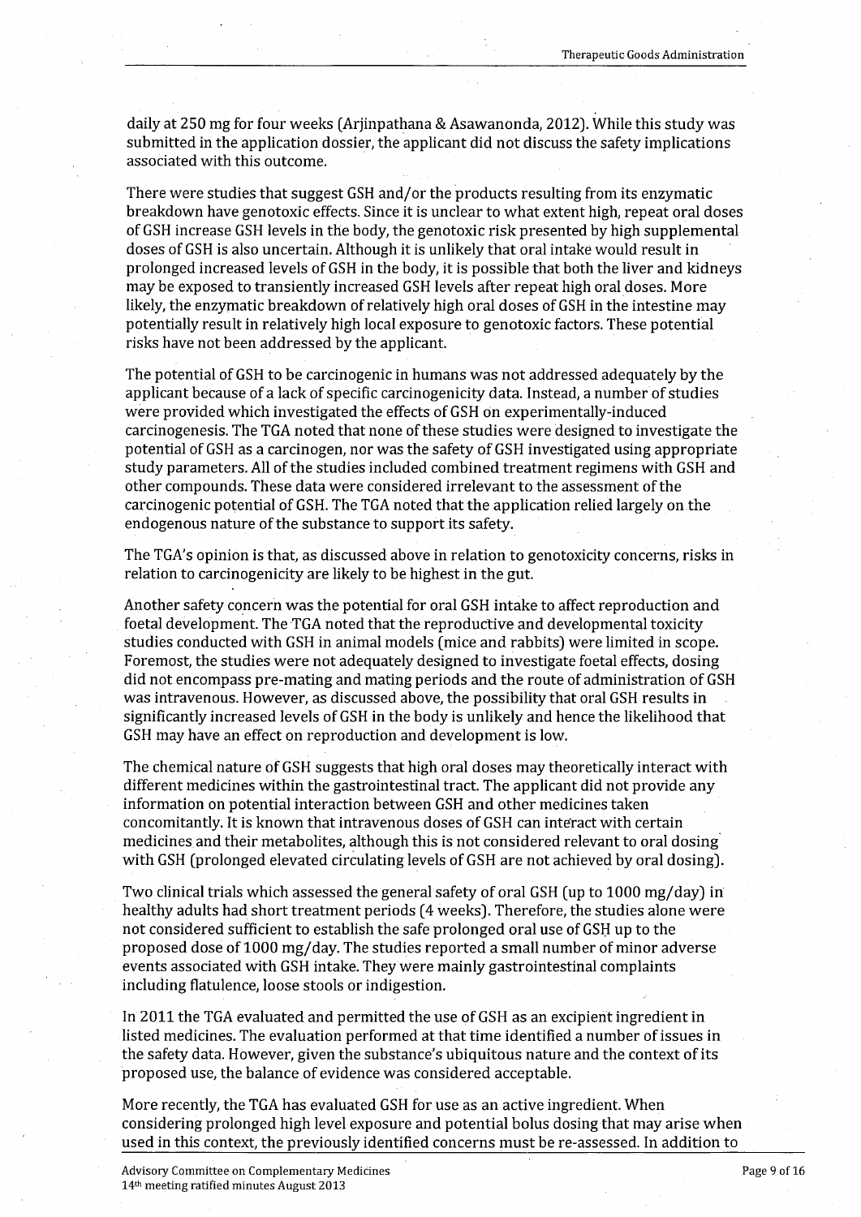daily at 250 mg for four weeks (Arjinpathana & Asawanonda, 2012). While this study was submitted in the application dossier, the applicant did not discuss the safety implications associated with this outcome.

There were studies that suggest GSH and/or the products resulting from its enzymatic breakdown have genotoxic effects. Since it is unclear to what extent high, repeat oral doses of GSH increase GSH levels in the body, the genotoxic risk presented by high supplemental doses of GSH is also uncertain. Although it is unlikely that oral intake would result in prolonged increased levels of GSH in the body, it is possible that both the liver and kidneys may be exposed to transiently increased GSH levels after repeat high oral doses. More likely, the enzymatic breakdown of relatively high oral doses of GSH in the intestine may potentially result in relatively high local exposure to genotoxic factors. These potential risks have not been addressed by the applicant.

The potential of GSH to be carcinogenic in humans was not addressed adequately by the applicant because of a lack of specific carcinogenicity data. Instead, a number of studies were provided which investigated the effects of GSH on experimentally-induced carcinogenesis. The TGA noted that none of these studies were designed to investigate the potential of GSH as a carcinogen, nor was the safety of GSH investigated using appropriate study parameters. All of the studies included combined treatment regimens with GSH and other compounds. These data were considered irrelevant to the assessment of the carcinogenic potential of GSH. The TGA noted that the application relied largely on the endogenous nature of the substance to support its safety.

The TGA's opinion is that, as discussed above in relation to genotoxicity concerns, risks in relation to carcinogenicity are likely to be highest in the gut.

Another safety concern was the potential for oral GSH intake to affect reproduction and foetal development. The TGA noted that the reproductive and developmental toxicity studies conducted with GSH in animal models (mice and rabbits) were limited in scope. Foremost, the studies were not adequately designed to investigate foetal effects, dosing did not encompass pre-mating and mating periods and the route of administration of GSH was intravenous. However, as discussed above, the possibility that oral GSH results in significantly increased levels of GSH in the body is unlikely and hence the likelihood that GSH may have an effect on reproduction and development is low.

The chemical nature of GSH suggests that high oral doses may theoretically interact with different medicines within the gastrointestinal tract. The applicant did not provide any information on potential interaction between GSH and other medicines taken concomitantly. It is known that intravenous doses of GSH can interact with certain medicines and their metabolites, although this is not considered relevant to oral dosing with GSH (prolonged elevated circulating levels of GSH are not achieved by oral dosing).

Two clinical trials which assessed the general safety of oral GSH (up to 1000 mg/day) in healthy adults had short treatment periods (4 weeks). Therefore, the studies alone were not considered sufficient to establish the safe prolonged oral use of GSH up to the proposed dose of 1000 mg/day. The studies reported a small number of minor adverse events associated with GSH intake. They were mainly gastrointestinal complaints including flatulence, loose stools or indigestion.

In 2011 the TGA evaluated and permitted the use of GSH as an excipient ingredient in listed medicines. The evaluation performed at that time identified a number of issues in the safety data. However, given the substance's ubiquitous nature and the context of its proposed use, the balance of evidence was considered acceptable.

More recently, the TGA has evaluated GSH for use as an active ingredient. When considering prolonged high level exposure and potential bolus dosing that may arise when used in this context, the previously identified concerns must be re-assessed. In addition to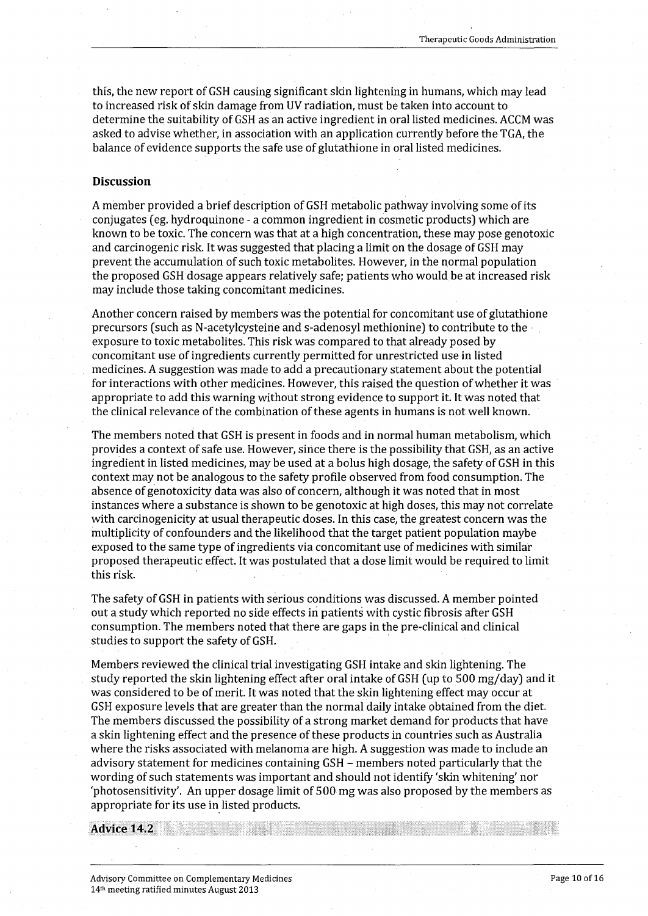this, the new report of GSH causing significant skin lightening in humans, which may lead to increased risk of skin damage from UV radiation, must be taken into account to determine the suitability of GSH as an active ingredient in oral listed medicines. ACCM was asked to advise whether, in association with an application currently before the TGA, the balance of evidence supports the safe use of glutathione in oral listed medicines.

### Discussion

A member provided a brief description of GSH metabolic pathway involving some of its conjugates (eg. hydroquinone - a common ingredient in cosmetic products) which are known to be toxic. The concern was that at a high concentration, these may pose genotoxic and carcinogenic risk. It was suggested that placing a limit on the dosage of GSH may prevent the accumulation of such toxic metabolites. However, in the normal population the proposed GSH dosage appears relatively safe; patients who would be at increased risk may include those taking concomitant medicines.

Another concern raised by members was the potential for concomitant use of glutathione precursors (such as N-acetylcysteine and s-adenosyl methionine) to contribute to the exposure to toxic metabolites. This risk was compared to that already posed by concomitant use of ingredients currently permitted for unrestricted use in listed medicines. A suggestion was made to add a precautionary statement about the potential for interactions with other medicines. However, this raised the question of whether it was appropriate to add this warning without strong evidence to support it. It was noted that the clinical relevance of the combination of these agents in humans is not well known.

The members noted that GSH is present in foods and in normal human metabolism, which provides a context of safe use. However, since there is the possibility that GSH, as an active ingredient in listed medicines, may be used at a bolus high dosage, the safety of GSH in this context may not be analogous to the safety profile observed from food consumption. The absence of genotoxicity data was also of concern, although it was noted that in most instances where a substance is shown to be genotoxic at high doses, this may not correlate with carcinogenicity at usual therapeutic doses. In this case, the greatest concern was the multiplicity of confounders and the likelihood that the target patient population maybe exposed to the same type of ingredients via concomitant use of medicines with similar proposed therapeutic effect. It was postulated that a dose limit would be required to limit this risk.

The safety of GSH in patients with serious conditions was discussed. A member pointed out a study which reported no side effects in patients with cystic fibrosis after GSH consumption. The members noted that there are gaps in the pre-clinical and clinical studies to support the safety of GSH.

Members reviewed the clinical trial investigating GSH intake and skin lightening. The study reported the skin lightening effect after oral intake of GSH (up to 500 mg/day) and it was considered to be of merit. It was noted that the skin lightening effect may occur at GSH exposure levels that are greater than the normal daily intake obtained from the diet. The members discussed the possibility of a strong market demand for products that have a skin lightening effect and the presence of these products in countries such as Australia where the risks associated with melanoma are high. A suggestion was made to include an advisory statement for medicines containing GSH – members noted particularly that the wording of such statements was important and should not identify 'skin whitening' nor 'photosensitivity'. An upper dosage limit of 500 mg was also proposed by the members as appropriate for its use in listed products.

### Advice 14.2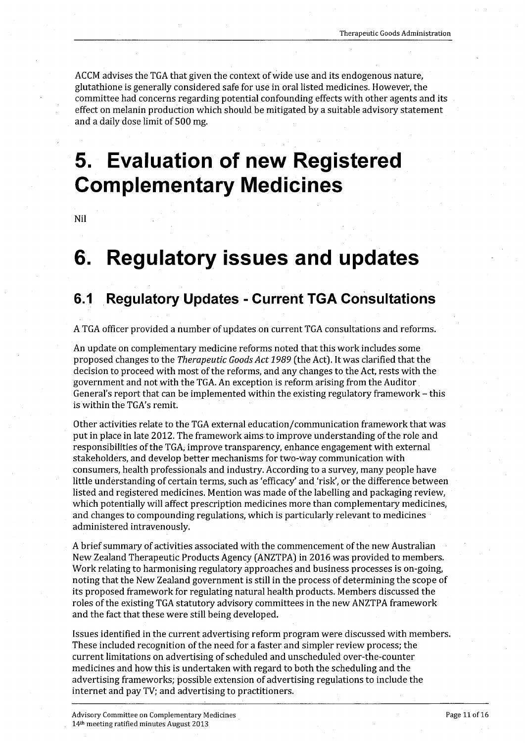ACCM advises the TGA that given the context of wide use and its endogenous nature, glutathione is generally considered safe for use in oral listed medicines. However, the committee had concerns regarding potential confounding effects with other agents and its effect on melanin production which should be mitigated by a suitable advisory statement and a daily dose limit of 500 mg.

# 5. Evaluation of new Registered Complementary Medicines

Nil

# 6. Regulatory issues and updates

## 6.1 Regulatory Updates - Current TGA Consultations

A TGA officer provided a number of updates on current TGA consultations and reforms.

An update on complementary medicine reforms noted that this work includes some proposed changes to the *Therapeutic Goods Act 1989* (the Act). It was clarified that the decision to proceed with most of the reforms, and any changes to the Act, rests with the government and not with the TGA. An exception is reform arising from the Auditor General's report that can be implemented within the existing regulatory framework – this is within the TGA's remit.

Other activities relate to the TGA external education/communication framework that was put in place in late 2012. The framework aims to improve understanding of the role and responsibilities of the TGA, improve transparency, enhance engagement with external stakeholders, and develop better mechanisms for two-way communication with consumers, health professionals and industry. According to a survey, many people have little understanding of certain terms, such as 'efficacy' and 'risk', or the difference between listed and registered medicines. Mention was made of the labelling and packaging review, which potentially will affect prescription medicines more than complementary medicines, and changes to compounding regulations, which is particularly relevant to medicines administered intravenously.

A brief summary of activities associated with the commencement of the new Australian New Zealand Therapeutic Products Agency (ANZTPA) in 2016 was provided to members. Work relating to harmonising regulatory approaches and business processes is on-going, noting that the New Zealand government is still in the process of determining the scope of its proposed framework for regulating natural health products. Members discussed the roles of the existing TGA statutory advisory committees in the new ANZTPA framework and the fact that these were still being developed.

Issues identified in the current advertising reform program were discussed with members. These included recognition of the need for a faster and simpler review process; the current limitations on advertising of scheduled and unscheduled over-the-counter medicines and how this is undertaken with regard to both the scheduling and the advertising frameworks; possible extension of advertising regulations to include the internet and pay TV; and advertising to practitioners.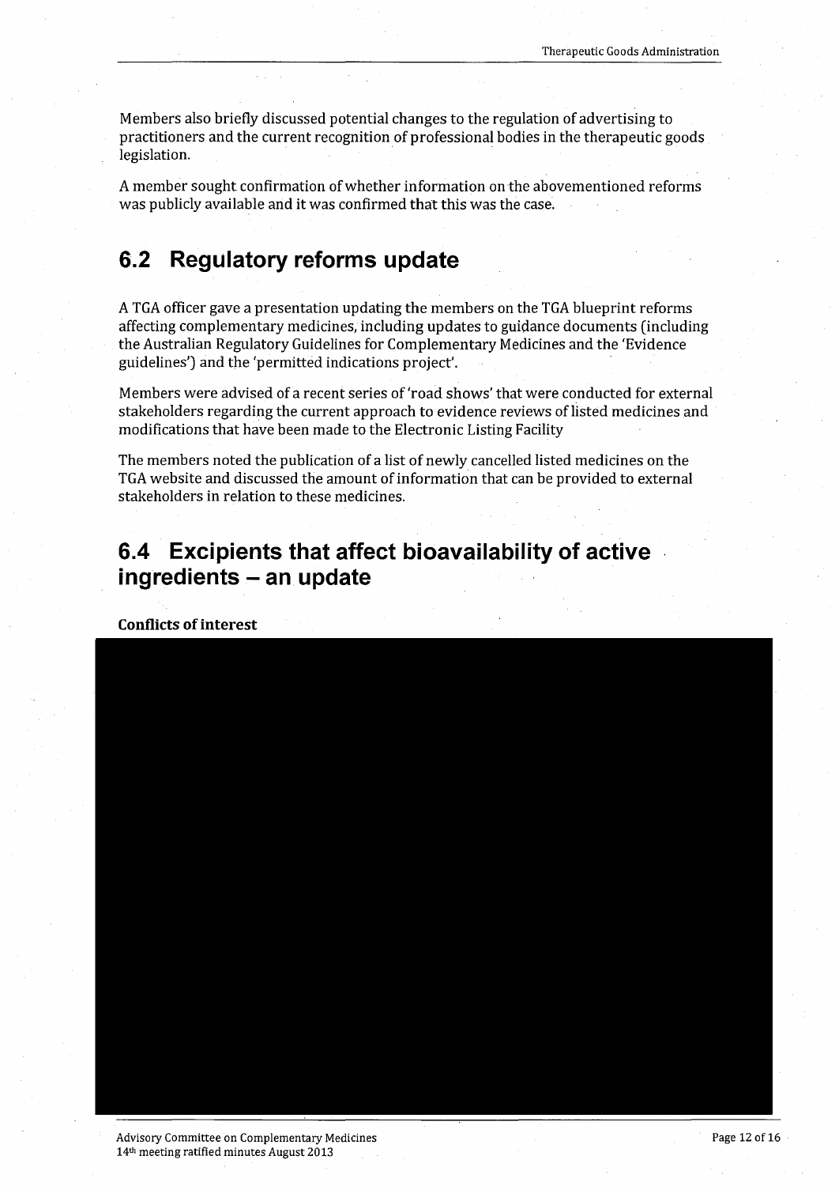Members also briefly discussed potential changes to the regulation of advertising to practitioners and the current recognition of professional bodies in the therapeutic goods legislation.

A member sought confirmation of whether information on the abovementioned reforms was publicly available and it was confirmed that this was the case.

## 6.2 Regulatory reforms update

A TGA officer gave a presentation updating the members on the TGA blueprint reforms affecting complementary medicines, including updates to guidance documents (including the Australian Regulatory Guidelines for Complementary Medicines and the 'Evidence guidelines') and the 'permitted indications project'.

Members were advised of a recent series of 'road shows' that were conducted for external stakeholders regarding the current approach to evidence reviews of listed medicines and modifications that have been made to the Electronic Listing Facility

The members noted the publication of a list of newly cancelled listed medicines on the TGA website and discussed the amount of information that can be provided to external stakeholders in relation to these medicines.

## 6.4 Excipients that affect bioavailability of active ingredients – an update

**Conflicts of interest**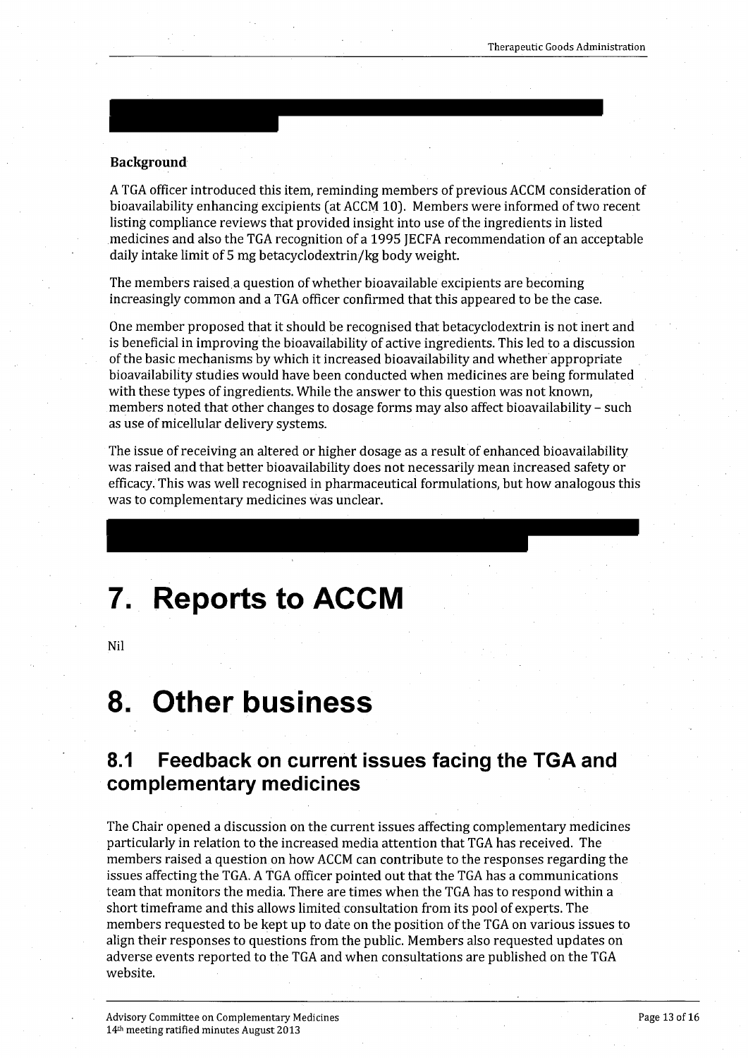**Background**

A TGA officer introduced this item, reminding members of previous ACCM consideration of bioavailability enhancing excipients (at ACCM 10). Members were informed of two recent listing compliance reviews that provided insight into use of the ingredients in listed medicines and also the TGA recognition of a 1995 JECFA recommendation of an acceptable daily intake limit of 5 mg betacyclodextrin/kg body weight.

The members raised a question of whether bioavailable excipients are becoming increasingly common and a TGA officer confirmed that this appeared to be the case.

One member proposed that it should be recognised that betacyclodextrin is not inert and is beneficial in improving the bioavailability of active ingredients. This led to a discussion of the basic mechanisms by which it increased bioavailability and whether appropriate bioavailability studies would have been conducted when medicines are being formulated with these types of ingredients. While the answer to this question was not known, members noted that other changes to dosage forms may also affect bioavailability – such as use of micellular delivery systems.

The issue of receiving an altered or higher dosage as a result of enhanced bioavailability was raised and that better bioavailability does not necessarily mean increased safety or efficacy. This was well recognised in pharmaceutical formulations, but how analogous this was to complementary medicines was unclear.

# 7. Reports to ACCM

Nil

# 8. Other business

## 8.1 Feedback on current issues facing the TGA and complementary medicines

The Chair opened a discussion on the current issues affecting complementary medicines particularly in relation to the increased media attention that TGA has received. The members raised a question on how ACCM can contribute to the responses regarding the issues affecting the TGA. A TGA officer pointed out that the TGA has a communications team that monitors the media. There are times when the TGA has to respond within a short timeframe and this allows limited consultation from its pool of experts. The members requested to be kept up to date on the position of the TGA on various issues to align their responses to questions from the public. Members also requested updates on adverse events reported to the TGA and when consultations are published on the TGA website.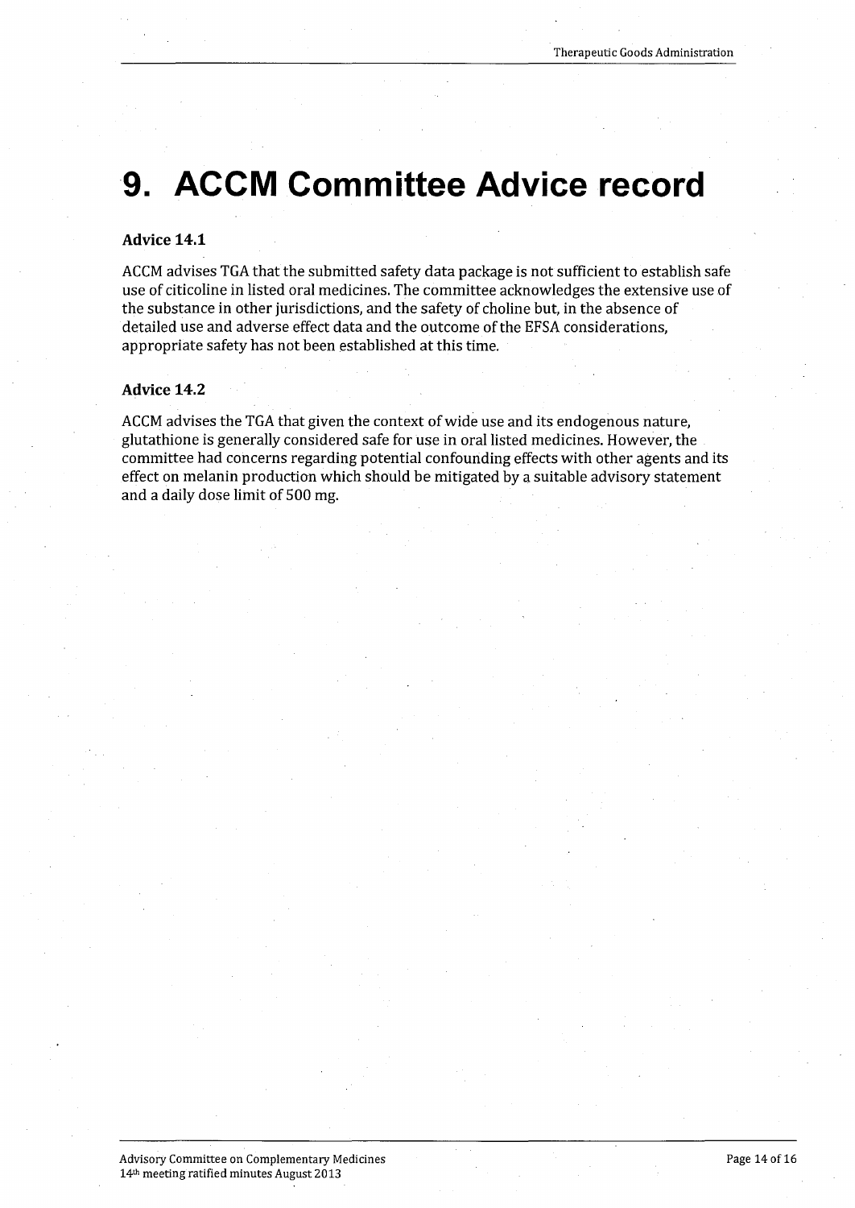# 9. ACCM Committee Advice record

### Advice 14.1

ACCM advises TGA that the submitted safety data package is not sufficient to establish safe use of citicoline in listed oral medicines. The committee acknowledges the extensive use of the substance in other jurisdictions, and the safety of choline but, in the absence of detailed use and adverse effect data and the outcome of the EFSA considerations, appropriate safety has not been established at this time.

### Advice 14.2

ACCM advises the TGA that given the context of wide use and its endogenous nature, glutathione is generally considered safe for use in oral listed medicines. However, the committee had concerns regarding potential confounding effects with other agents and its effect on melanin production which should be mitigated by a suitable advisory statement and a daily dose limit of 500 mg.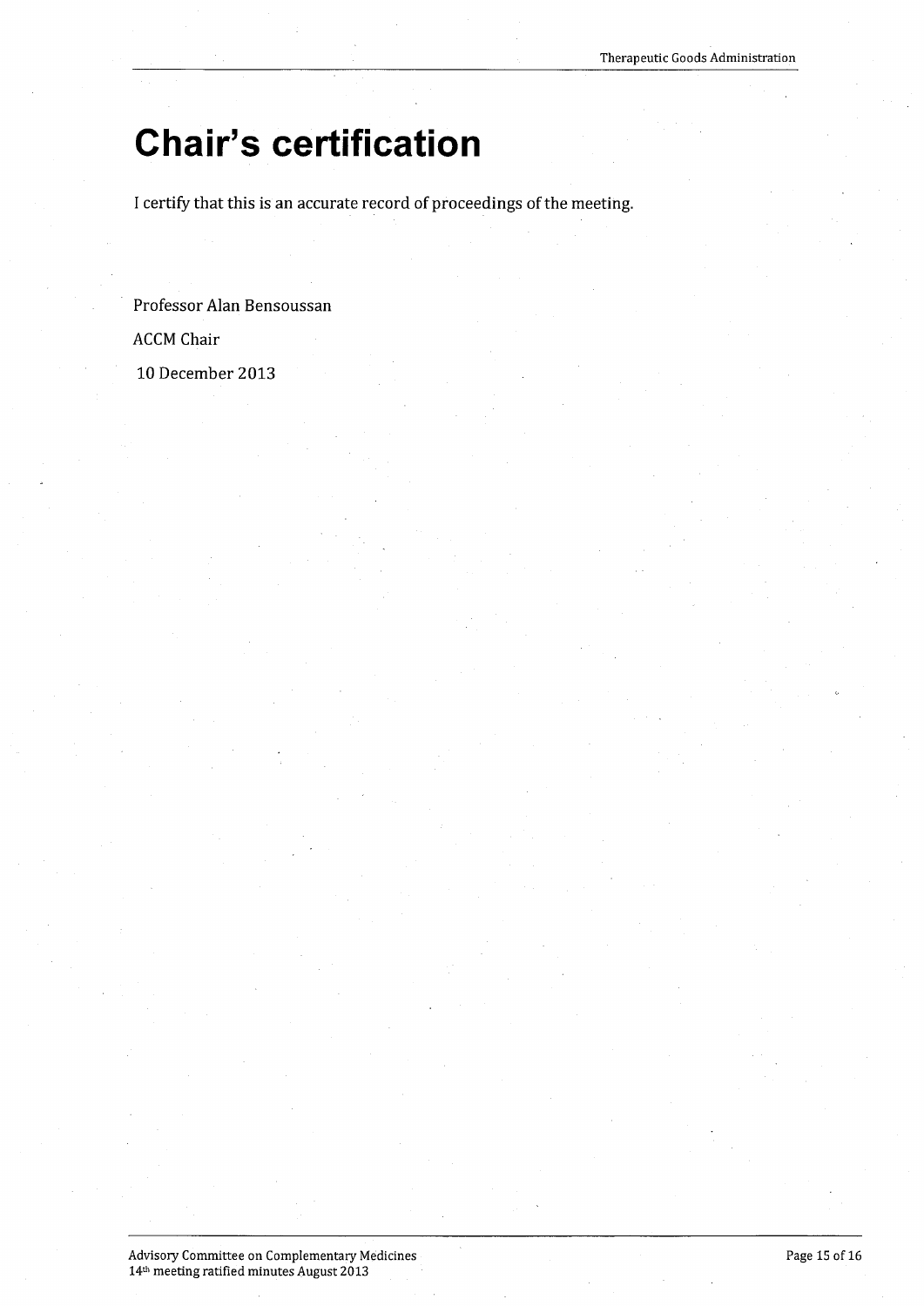# Chair's certification

I certify that this is an accurate record of proceedings of the meeting.

Professor Alan Bensoussan

ACCM Chair

10 December 2013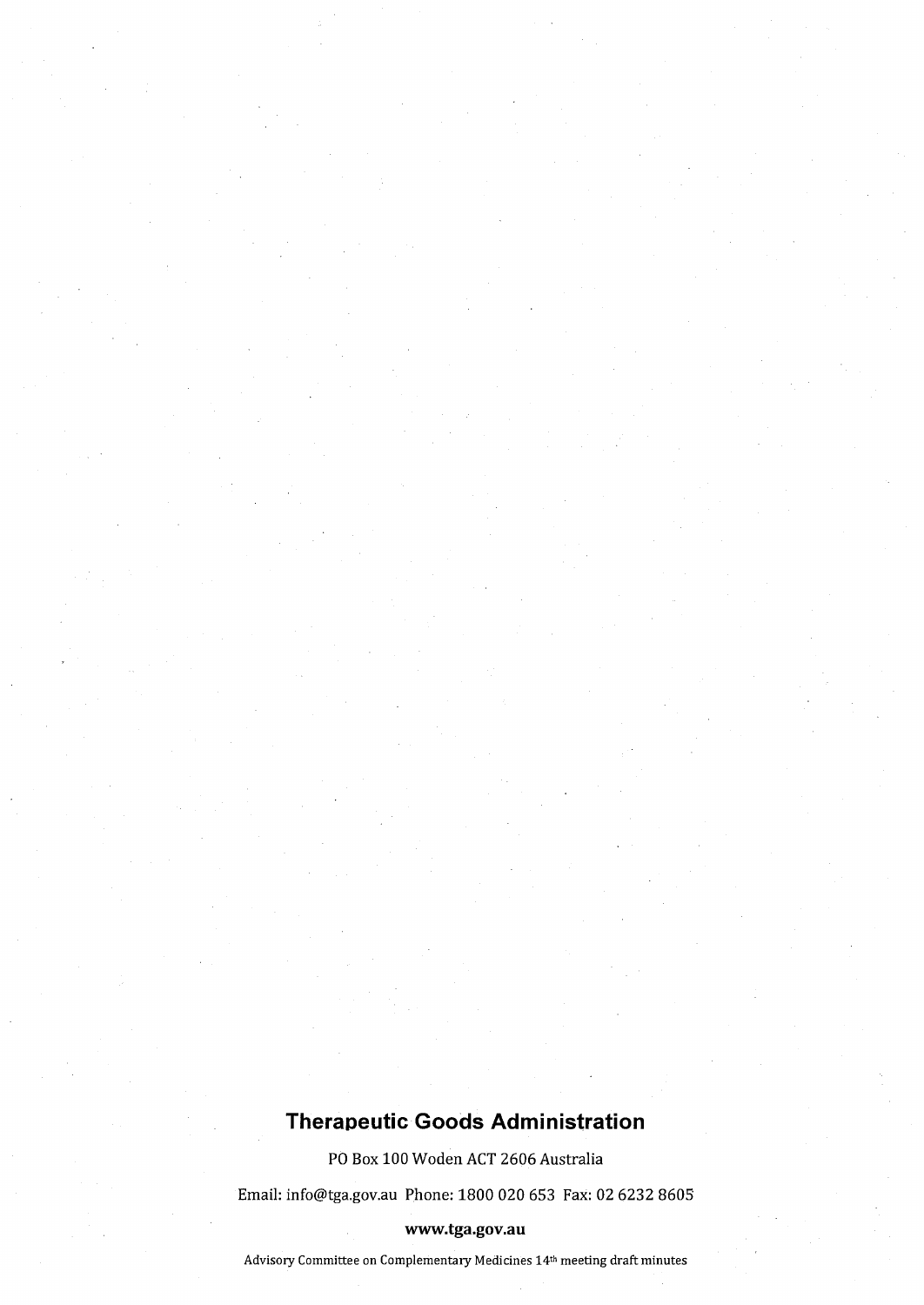**Therapeutic Goods Administration**

PO Box 100 Woden ACT 2606 Australia

Email: info@tga.gov.au Phone: 1800 020 653 Fax: 02 6232 8605

**www.tga.gov.au**

Advisory Committee on Complementary Medicines 14th meeting draft minutes